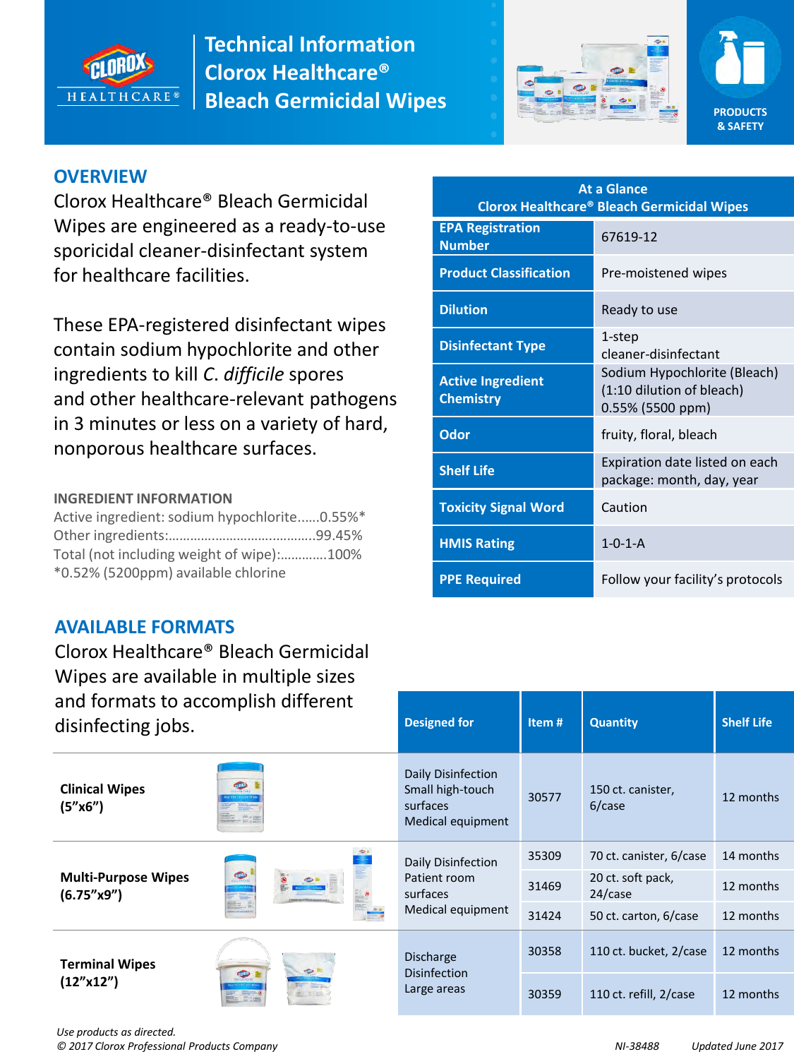# Technical Information
# Clorox Healthcare® Bleach Germicidal Wipes

PRODUCTS & SAFETY

## OVERVIEW

Clorox Healthcare® Bleach Germicidal Wipes are engineered as a ready-to-use sporicidal cleaner-disinfectant system for healthcare facilities.

These EPA-registered disinfectant wipes contain sodium hypochlorite and other ingredients to kill *C. difficile* spores and other healthcare-relevant pathogens in 3 minutes or less on a variety of hard, nonporous healthcare surfaces.

### INGREDIENT INFORMATION

Active ingredient: sodium hypochlorite......0.55%*
Other ingredients:...........................................99.45%
Total (not including weight of wipe):.............100%
*0.52% (5200ppm) available chlorine

| At a Glance Clorox Healthcare® Bleach Germicidal Wipes | |
|---|---|
| EPA Registration Number | 67619-12 |
| Product Classification | Pre-moistened wipes |
| Dilution | Ready to use |
| Disinfectant Type | 1-step cleaner-disinfectant |
| Active Ingredient Chemistry | Sodium Hypochlorite (Bleach) (1:10 dilution of bleach) 0.55% (5500 ppm) |
| Odor | fruity, floral, bleach |
| Shelf Life | Expiration date listed on each package: month, day, year |
| Toxicity Signal Word | Caution |
| HMIS Rating | 1-0-1-A |
| PPE Required | Follow your facility's protocols |

## AVAILABLE FORMATS

Clorox Healthcare® Bleach Germicidal Wipes are available in multiple sizes and formats to accomplish different disinfecting jobs.

| Format | Designed for | Item # | Quantity | Shelf Life |
|---|---|---|---|---|
| **Clinical Wipes (5"x6")** | Daily Disinfection Small high-touch surfaces Medical equipment | 30577 | 150 ct. canister, 6/case | 12 months |
| **Multi-Purpose Wipes (6.75"x9")** | Daily Disinfection Patient room surfaces Medical equipment | 35309 | 70 ct. canister, 6/case | 14 months |
| | | 31469 | 20 ct. soft pack, 24/case | 12 months |
| | | 31424 | 50 ct. carton, 6/case | 12 months |
| **Terminal Wipes (12"x12")** | Discharge Disinfection Large areas | 30358 | 110 ct. bucket, 2/case | 12 months |
| | | 30359 | 110 ct. refill, 2/case | 12 months |

*Use products as directed.*
*© 2017 Clorox Professional Products Company*

NI-38488 *Updated June 2017*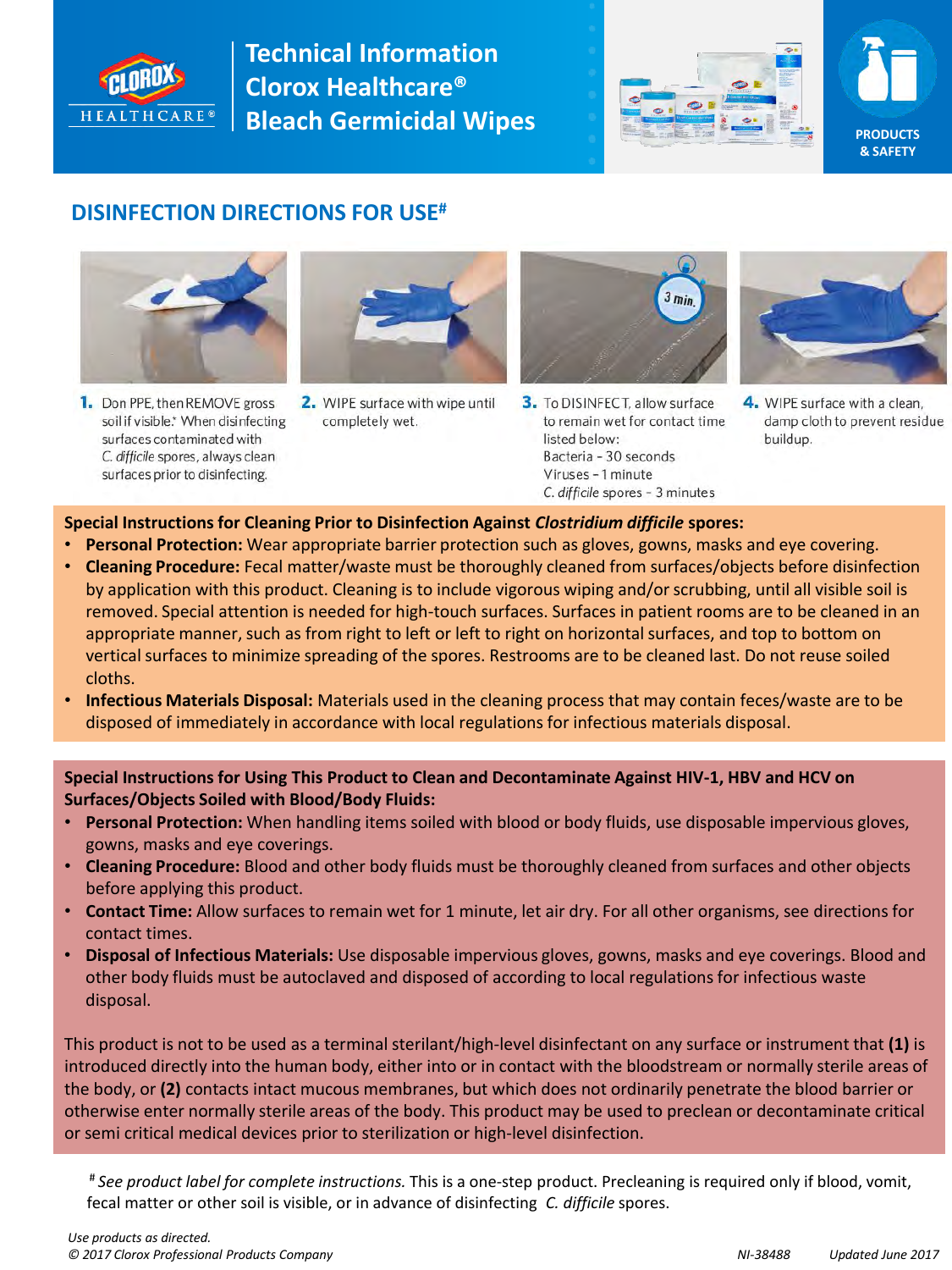# Technical Information Clorox Healthcare® Bleach Germicidal Wipes

PRODUCTS & SAFETY

## DISINFECTION DIRECTIONS FOR USE#

1. Don PPE, then REMOVE gross soil if visible.* When disinfecting surfaces contaminated with *C. difficile* spores, always clean surfaces prior to disinfecting.
2. WIPE surface with wipe until completely wet.
3. To DISINFECT, allow surface to remain wet for contact time listed below:
   Bacteria – 30 seconds
   Viruses – 1 minute
   *C. difficile* spores – 3 minutes
4. WIPE surface with a clean, damp cloth to prevent residue buildup.

**Special Instructions for Cleaning Prior to Disinfection Against *Clostridium difficile* spores:**

- **Personal Protection:** Wear appropriate barrier protection such as gloves, gowns, masks and eye covering.
- **Cleaning Procedure:** Fecal matter/waste must be thoroughly cleaned from surfaces/objects before disinfection by application with this product. Cleaning is to include vigorous wiping and/or scrubbing, until all visible soil is removed. Special attention is needed for high-touch surfaces. Surfaces in patient rooms are to be cleaned in an appropriate manner, such as from right to left or left to right on horizontal surfaces, and top to bottom on vertical surfaces to minimize spreading of the spores. Restrooms are to be cleaned last. Do not reuse soiled cloths.
- **Infectious Materials Disposal:** Materials used in the cleaning process that may contain feces/waste are to be disposed of immediately in accordance with local regulations for infectious materials disposal.

**Special Instructions for Using This Product to Clean and Decontaminate Against HIV-1, HBV and HCV on Surfaces/Objects Soiled with Blood/Body Fluids:**

- **Personal Protection:** When handling items soiled with blood or body fluids, use disposable impervious gloves, gowns, masks and eye coverings.
- **Cleaning Procedure:** Blood and other body fluids must be thoroughly cleaned from surfaces and other objects before applying this product.
- **Contact Time:** Allow surfaces to remain wet for 1 minute, let air dry. For all other organisms, see directions for contact times.
- **Disposal of Infectious Materials:** Use disposable impervious gloves, gowns, masks and eye coverings. Blood and other body fluids must be autoclaved and disposed of according to local regulations for infectious waste disposal.

This product is not to be used as a terminal sterilant/high-level disinfectant on any surface or instrument that **(1)** is introduced directly into the human body, either into or in contact with the bloodstream or normally sterile areas of the body, or **(2)** contacts intact mucous membranes, but which does not ordinarily penetrate the blood barrier or otherwise enter normally sterile areas of the body. This product may be used to preclean or decontaminate critical or semi critical medical devices prior to sterilization or high-level disinfection.

# *See product label for complete instructions.* This is a one-step product. Precleaning is required only if blood, vomit, fecal matter or other soil is visible, or in advance of disinfecting *C. difficile* spores.

*Use products as directed.*
*© 2017 Clorox Professional Products Company* NI-38488 *Updated June 2017*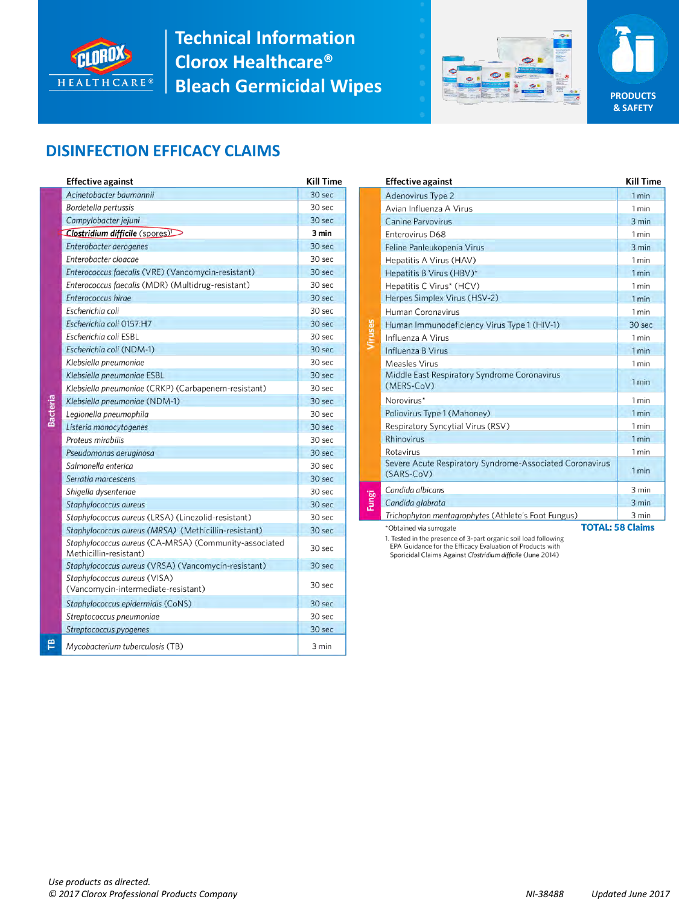# Technical Information Clorox Healthcare® Bleach Germicidal Wipes

PRODUCTS & SAFETY

## DISINFECTION EFFICACY CLAIMS

| | Effective against | Kill Time |
|---|---|---|
| Bacteria | *Acinetobacter baumannii* | 30 sec |
| | *Bordetella pertussis* | 30 sec |
| | *Campylobacter jejuni* | 30 sec |
| | ***Clostridium difficile*** **(spores)**[1] | **3 min** |
| | *Enterobacter aerogenes* | 30 sec |
| | *Enterobacter cloacae* | 30 sec |
| | *Enterococcus faecalis* (VRE) (Vancomycin-resistant) | 30 sec |
| | *Enterococcus faecalis* (MDR) (Multidrug-resistant) | 30 sec |
| | *Enterococcus hirae* | 30 sec |
| | *Escherichia coli* | 30 sec |
| | *Escherichia coli* 0157:H7 | 30 sec |
| | *Escherichia coli* ESBL | 30 sec |
| | *Escherichia coli* (NDM-1) | 30 sec |
| | *Klebsiella pneumoniae* | 30 sec |
| | *Klebsiella pneumoniae* ESBL | 30 sec |
| | *Klebsiella pneumoniae* (CRKP) (Carbapenem-resistant) | 30 sec |
| | *Klebsiella pneumoniae* (NDM-1) | 30 sec |
| | *Legionella pneumophila* | 30 sec |
| | *Listeria monocytogenes* | 30 sec |
| | *Proteus mirabilis* | 30 sec |
| | *Pseudomonas aeruginosa* | 30 sec |
| | *Salmonella enterica* | 30 sec |
| | *Serratia marcescens* | 30 sec |
| | *Shigella dysenteriae* | 30 sec |
| | *Staphylococcus aureus* | 30 sec |
| | *Staphylococcus aureus* (LRSA) (Linezolid-resistant) | 30 sec |
| | *Staphylococcus aureus* (MRSA) (Methicillin-resistant) | 30 sec |
| | *Staphylococcus aureus* (CA-MRSA) (Community-associated Methicillin-resistant) | 30 sec |
| | *Staphylococcus aureus* (VRSA) (Vancomycin-resistant) | 30 sec |
| | *Staphylococcus aureus* (VISA) (Vancomycin-intermediate-resistant) | 30 sec |
| | *Staphylococcus epidermidis* (CoNS) | 30 sec |
| | *Streptococcus pneumoniae* | 30 sec |
| | *Streptococcus pyogenes* | 30 sec |
| TB | *Mycobacterium tuberculosis* (TB) | 3 min |

| | Effective against | Kill Time |
|---|---|---|
| Viruses | Adenovirus Type 2 | 1 min |
| | Avian Influenza A Virus | 1 min |
| | Canine Parvovirus | 3 min |
| | Enterovirus D68 | 1 min |
| | Feline Panleukopenia Virus | 3 min |
| | Hepatitis A Virus (HAV) | 1 min |
| | Hepatitis B Virus (HBV)* | 1 min |
| | Hepatitis C Virus* (HCV) | 1 min |
| | Herpes Simplex Virus (HSV-2) | 1 min |
| | Human Coronavirus | 1 min |
| | Human Immunodeficiency Virus Type 1 (HIV-1) | 30 sec |
| | Influenza A Virus | 1 min |
| | Influenza B Virus | 1 min |
| | Measles Virus | 1 min |
| | Middle East Respiratory Syndrome Coronavirus (MERS-CoV) | 1 min |
| | Norovirus* | 1 min |
| | Poliovirus Type 1 (Mahoney) | 1 min |
| | Respiratory Syncytial Virus (RSV) | 1 min |
| | Rhinovirus | 1 min |
| | Rotavirus | 1 min |
| | Severe Acute Respiratory Syndrome-Associated Coronavirus (SARS-CoV) | 1 min |
| Fungi | *Candida albicans* | 3 min |
| | *Candida glabrata* | 3 min |
| | *Trichophyton mentagrophytes* (Athlete's Foot Fungus) | 3 min |

**TOTAL: 58 Claims**

*Obtained via surrogate

1. Tested in the presence of 3-part organic soil load following EPA Guidance for the Efficacy Evaluation of Products with Sporicidal Claims Against *Clostridium difficile* (June 2014)

*Use products as directed.*

*© 2017 Clorox Professional Products Company*

NI-38488 *Updated June 2017*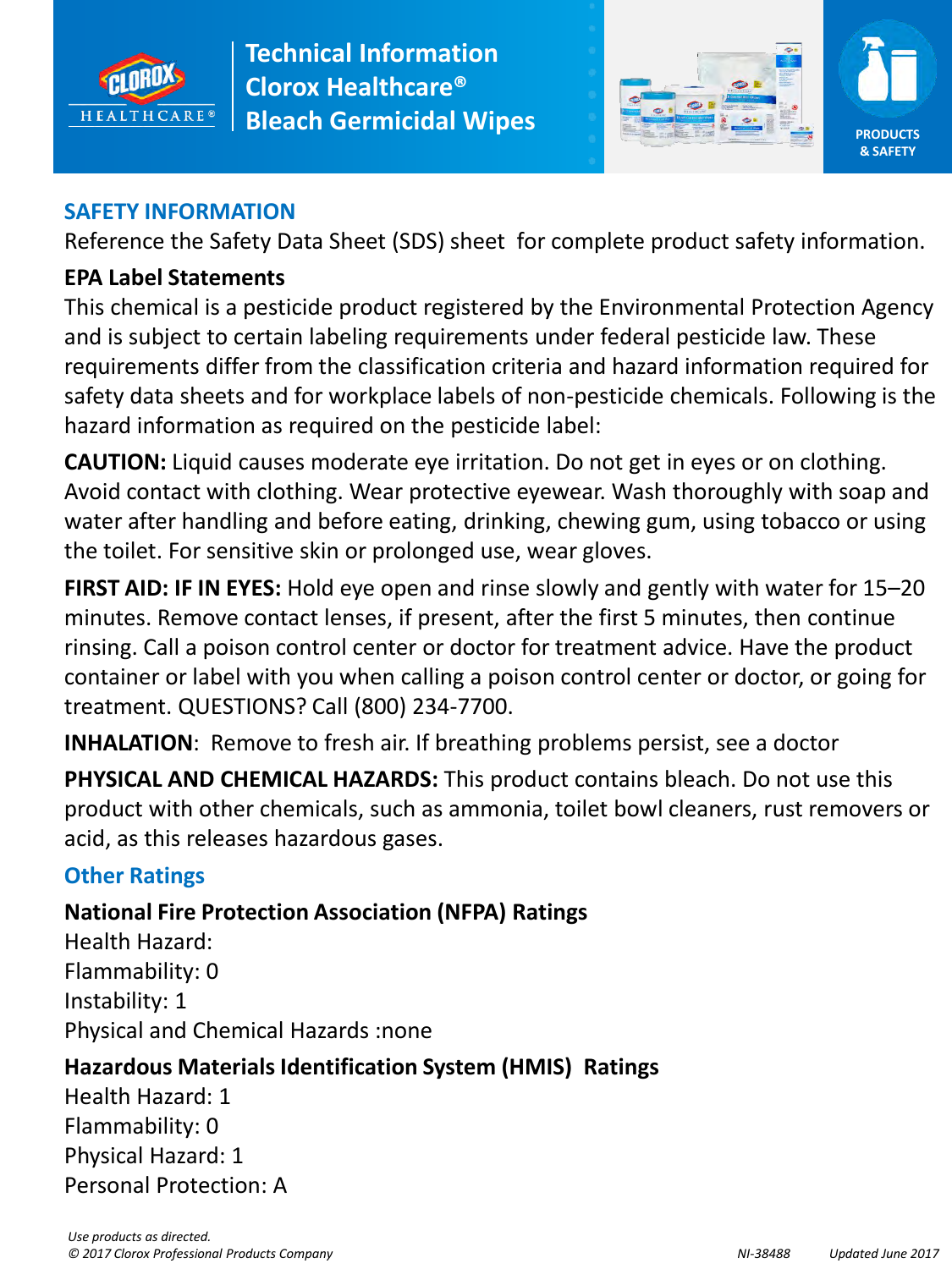# Technical Information Clorox Healthcare® Bleach Germicidal Wipes

PRODUCTS & SAFETY

## SAFETY INFORMATION

Reference the Safety Data Sheet (SDS) sheet  for complete product safety information.

### EPA Label Statements

This chemical is a pesticide product registered by the Environmental Protection Agency and is subject to certain labeling requirements under federal pesticide law. These requirements differ from the classification criteria and hazard information required for safety data sheets and for workplace labels of non-pesticide chemicals. Following is the hazard information as required on the pesticide label:

**CAUTION:** Liquid causes moderate eye irritation. Do not get in eyes or on clothing. Avoid contact with clothing. Wear protective eyewear. Wash thoroughly with soap and water after handling and before eating, drinking, chewing gum, using tobacco or using the toilet. For sensitive skin or prolonged use, wear gloves.

**FIRST AID: IF IN EYES:** Hold eye open and rinse slowly and gently with water for 15–20 minutes. Remove contact lenses, if present, after the first 5 minutes, then continue rinsing. Call a poison control center or doctor for treatment advice. Have the product container or label with you when calling a poison control center or doctor, or going for treatment. QUESTIONS? Call (800) 234-7700.

**INHALATION**:  Remove to fresh air. If breathing problems persist, see a doctor

**PHYSICAL AND CHEMICAL HAZARDS:** This product contains bleach. Do not use this product with other chemicals, such as ammonia, toilet bowl cleaners, rust removers or acid, as this releases hazardous gases.

## Other Ratings

### National Fire Protection Association (NFPA) Ratings

Health Hazard:
Flammability: 0
Instability: 1
Physical and Chemical Hazards :none

### Hazardous Materials Identification System (HMIS)  Ratings

Health Hazard: 1
Flammability: 0
Physical Hazard: 1
Personal Protection: A

*Use products as directed.*
*© 2017 Clorox Professional Products Company*

*NI-38488* *Updated June 2017*